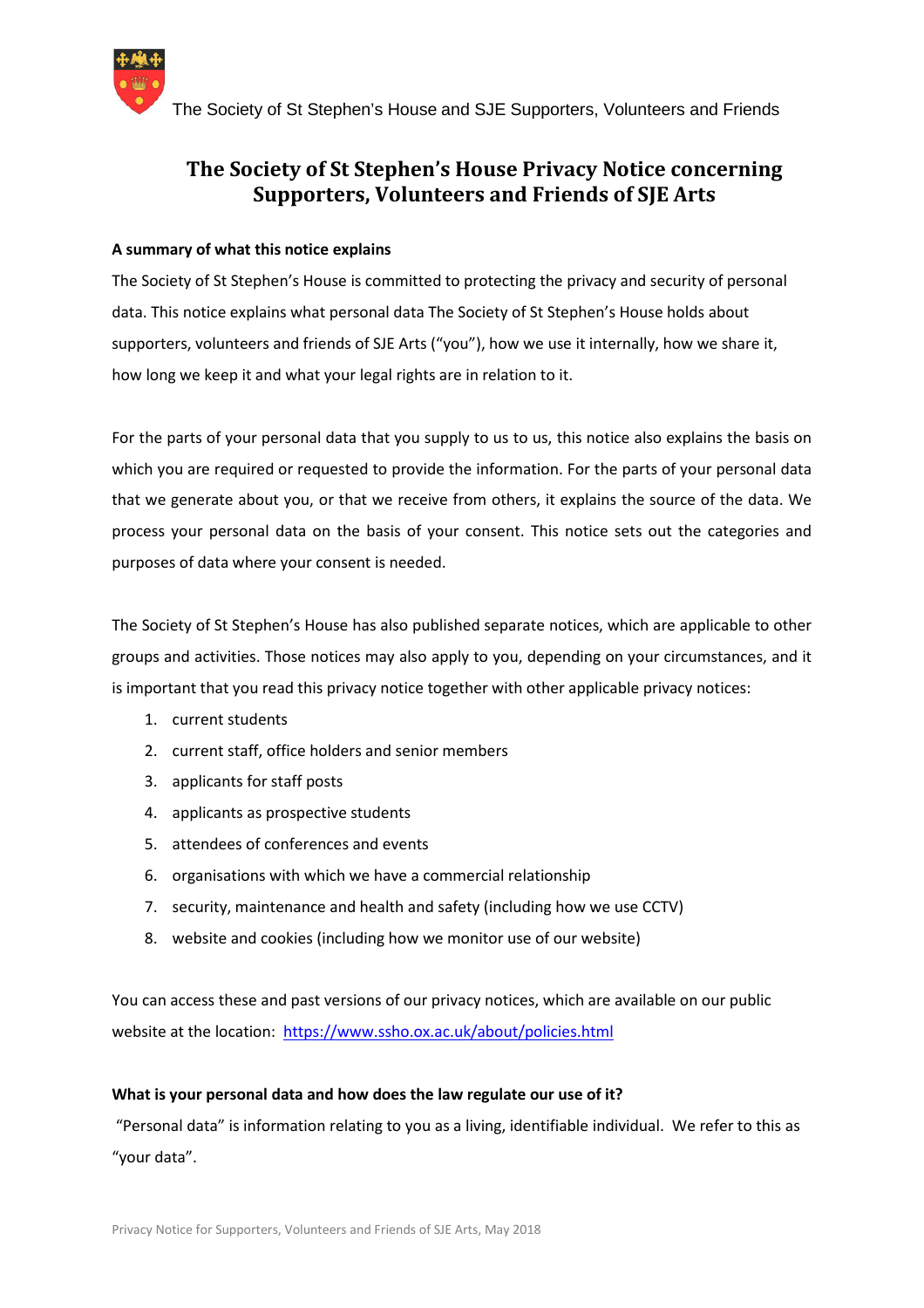# The Society of St Stephen's House Privacy Notice concerning Supporters, Volunteers and Friends of SJE Arts

**A summary of what this notice explains**

The Society of St Stephen's House is committed to protecting the privacy and security of personal data. This notice explains what personal data The Society of St Stephen's House holds about supporters, volunteers and friends of SJE Arts ("you"), how we use it internally, how we share it, how long we keep it and what your legal rights are in relation to it.

For the parts of your personal data that you supply to us to us, this notice also explains the basis on which you are required or requested to provide the information. For the parts of your personal data that we generate about you, or that we receive from others, it explains the source of the data. We process your personal data on the basis of your consent. This notice sets out the categories and purposes of data where your consent is needed.

The Society of St Stephen's House has also published separate notices, which are applicable to other groups and activities. Those notices may also apply to you, depending on your circumstances, and it is important that you read this privacy notice together with other applicable privacy notices:

1. current students
2. current staff, office holders and senior members
3. applicants for staff posts
4. applicants as prospective students
5. attendees of conferences and events
6. organisations with which we have a commercial relationship
7. security, maintenance and health and safety (including how we use CCTV)
8. website and cookies (including how we monitor use of our website)

You can access these and past versions of our privacy notices, which are available on our public website at the location: https://www.ssho.ox.ac.uk/about/policies.html

**What is your personal data and how does the law regulate our use of it?**

"Personal data" is information relating to you as a living, identifiable individual. We refer to this as "your data".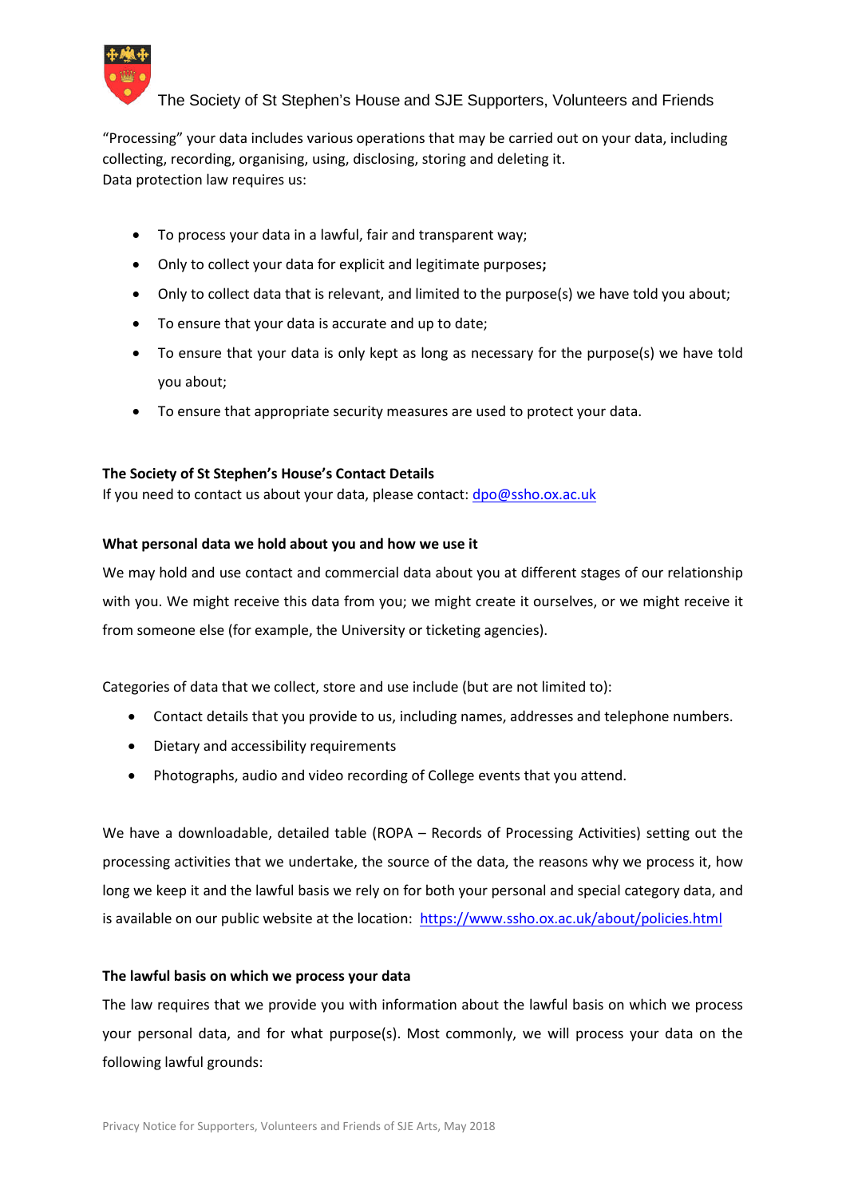"Processing" your data includes various operations that may be carried out on your data, including collecting, recording, organising, using, disclosing, storing and deleting it.
Data protection law requires us:

- To process your data in a lawful, fair and transparent way;
- Only to collect your data for explicit and legitimate purposes**;**
- Only to collect data that is relevant, and limited to the purpose(s) we have told you about;
- To ensure that your data is accurate and up to date;
- To ensure that your data is only kept as long as necessary for the purpose(s) we have told you about;
- To ensure that appropriate security measures are used to protect your data.

**The Society of St Stephen's House's Contact Details**
If you need to contact us about your data, please contact: dpo@ssho.ox.ac.uk

**What personal data we hold about you and how we use it**

We may hold and use contact and commercial data about you at different stages of our relationship with you. We might receive this data from you; we might create it ourselves, or we might receive it from someone else (for example, the University or ticketing agencies).

Categories of data that we collect, store and use include (but are not limited to):

- Contact details that you provide to us, including names, addresses and telephone numbers.
- Dietary and accessibility requirements
- Photographs, audio and video recording of College events that you attend.

We have a downloadable, detailed table (ROPA – Records of Processing Activities) setting out the processing activities that we undertake, the source of the data, the reasons why we process it, how long we keep it and the lawful basis we rely on for both your personal and special category data, and is available on our public website at the location: https://www.ssho.ox.ac.uk/about/policies.html

**The lawful basis on which we process your data**

The law requires that we provide you with information about the lawful basis on which we process your personal data, and for what purpose(s). Most commonly, we will process your data on the following lawful grounds: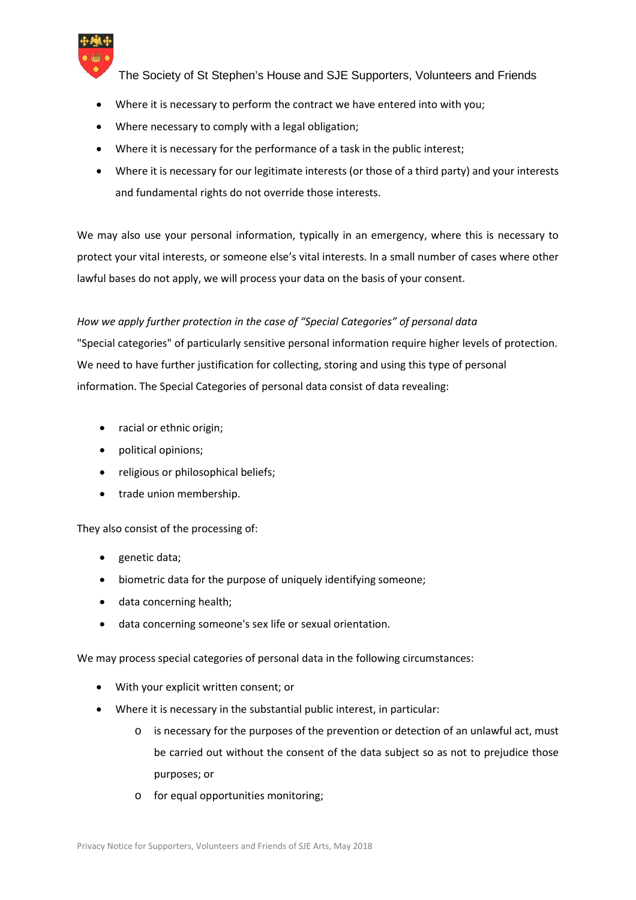- Where it is necessary to perform the contract we have entered into with you;
- Where necessary to comply with a legal obligation;
- Where it is necessary for the performance of a task in the public interest;
- Where it is necessary for our legitimate interests (or those of a third party) and your interests and fundamental rights do not override those interests.

We may also use your personal information, typically in an emergency, where this is necessary to protect your vital interests, or someone else's vital interests. In a small number of cases where other lawful bases do not apply, we will process your data on the basis of your consent.

*How we apply further protection in the case of "Special Categories" of personal data*

"Special categories" of particularly sensitive personal information require higher levels of protection. We need to have further justification for collecting, storing and using this type of personal information. The Special Categories of personal data consist of data revealing:

- racial or ethnic origin;
- political opinions;
- religious or philosophical beliefs;
- trade union membership.

They also consist of the processing of:

- genetic data;
- biometric data for the purpose of uniquely identifying someone;
- data concerning health;
- data concerning someone's sex life or sexual orientation.

We may process special categories of personal data in the following circumstances:

- With your explicit written consent; or
- Where it is necessary in the substantial public interest, in particular:
  - is necessary for the purposes of the prevention or detection of an unlawful act, must be carried out without the consent of the data subject so as not to prejudice those purposes; or
  - for equal opportunities monitoring;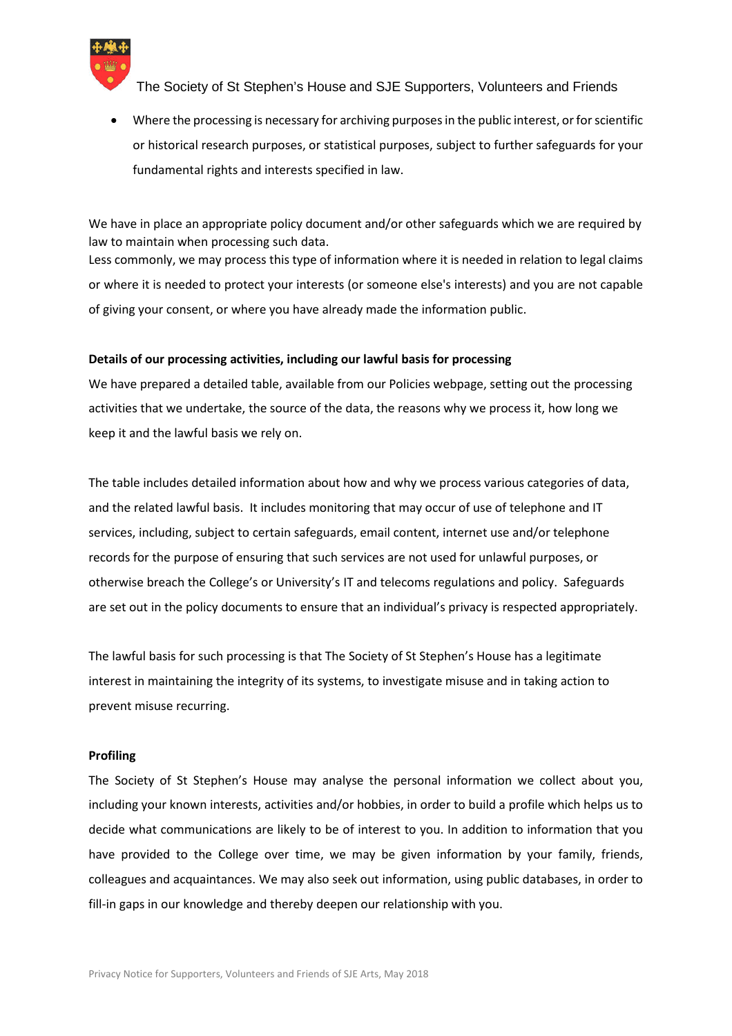- Where the processing is necessary for archiving purposes in the public interest, or for scientific or historical research purposes, or statistical purposes, subject to further safeguards for your fundamental rights and interests specified in law.

We have in place an appropriate policy document and/or other safeguards which we are required by law to maintain when processing such data.
Less commonly, we may process this type of information where it is needed in relation to legal claims or where it is needed to protect your interests (or someone else's interests) and you are not capable of giving your consent, or where you have already made the information public.

**Details of our processing activities, including our lawful basis for processing**

We have prepared a detailed table, available from our Policies webpage, setting out the processing activities that we undertake, the source of the data, the reasons why we process it, how long we keep it and the lawful basis we rely on.

The table includes detailed information about how and why we process various categories of data, and the related lawful basis. It includes monitoring that may occur of use of telephone and IT services, including, subject to certain safeguards, email content, internet use and/or telephone records for the purpose of ensuring that such services are not used for unlawful purposes, or otherwise breach the College's or University's IT and telecoms regulations and policy. Safeguards are set out in the policy documents to ensure that an individual's privacy is respected appropriately.

The lawful basis for such processing is that The Society of St Stephen's House has a legitimate interest in maintaining the integrity of its systems, to investigate misuse and in taking action to prevent misuse recurring.

**Profiling**

The Society of St Stephen's House may analyse the personal information we collect about you, including your known interests, activities and/or hobbies, in order to build a profile which helps us to decide what communications are likely to be of interest to you. In addition to information that you have provided to the College over time, we may be given information by your family, friends, colleagues and acquaintances. We may also seek out information, using public databases, in order to fill-in gaps in our knowledge and thereby deepen our relationship with you.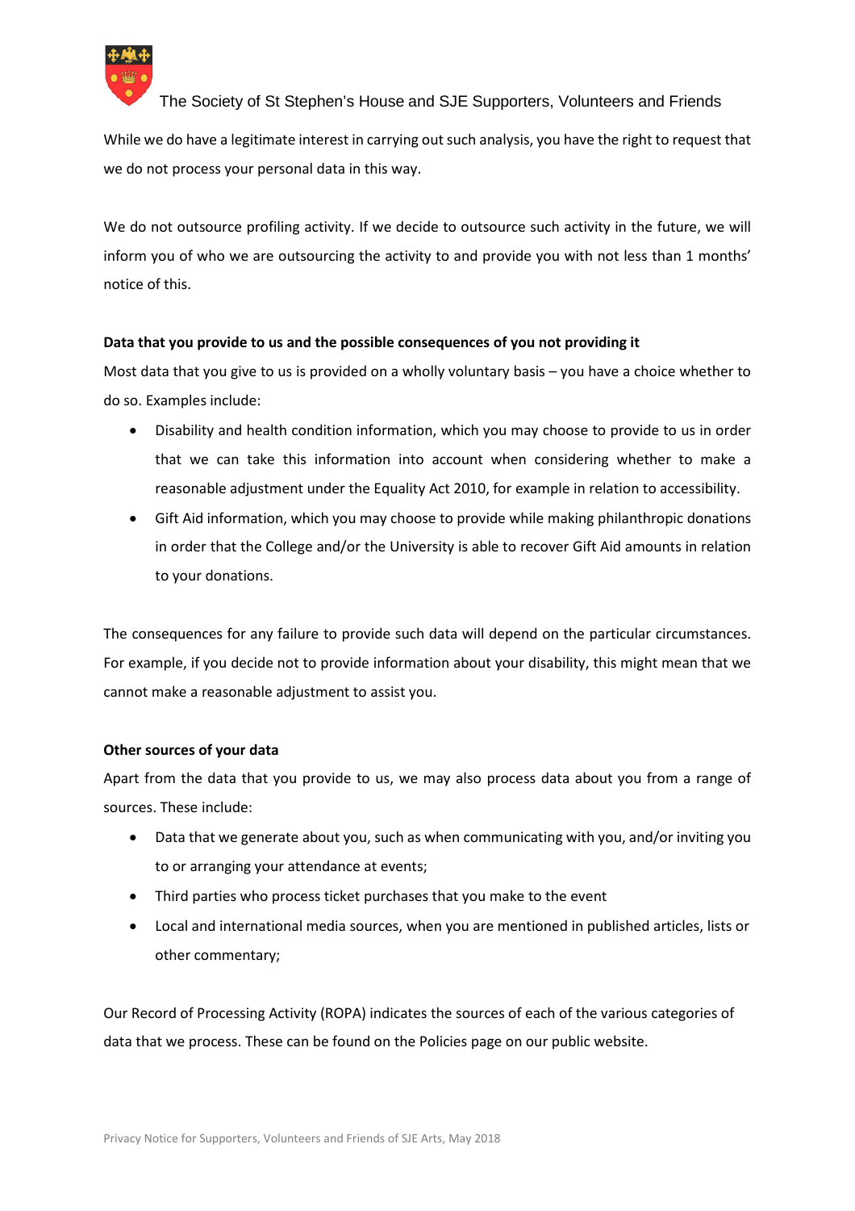While we do have a legitimate interest in carrying out such analysis, you have the right to request that we do not process your personal data in this way.

We do not outsource profiling activity. If we decide to outsource such activity in the future, we will inform you of who we are outsourcing the activity to and provide you with not less than 1 months' notice of this.

**Data that you provide to us and the possible consequences of you not providing it**

Most data that you give to us is provided on a wholly voluntary basis – you have a choice whether to do so. Examples include:

- Disability and health condition information, which you may choose to provide to us in order that we can take this information into account when considering whether to make a reasonable adjustment under the Equality Act 2010, for example in relation to accessibility.
- Gift Aid information, which you may choose to provide while making philanthropic donations in order that the College and/or the University is able to recover Gift Aid amounts in relation to your donations.

The consequences for any failure to provide such data will depend on the particular circumstances. For example, if you decide not to provide information about your disability, this might mean that we cannot make a reasonable adjustment to assist you.

**Other sources of your data**

Apart from the data that you provide to us, we may also process data about you from a range of sources. These include:

- Data that we generate about you, such as when communicating with you, and/or inviting you to or arranging your attendance at events;
- Third parties who process ticket purchases that you make to the event
- Local and international media sources, when you are mentioned in published articles, lists or other commentary;

Our Record of Processing Activity (ROPA) indicates the sources of each of the various categories of data that we process. These can be found on the Policies page on our public website.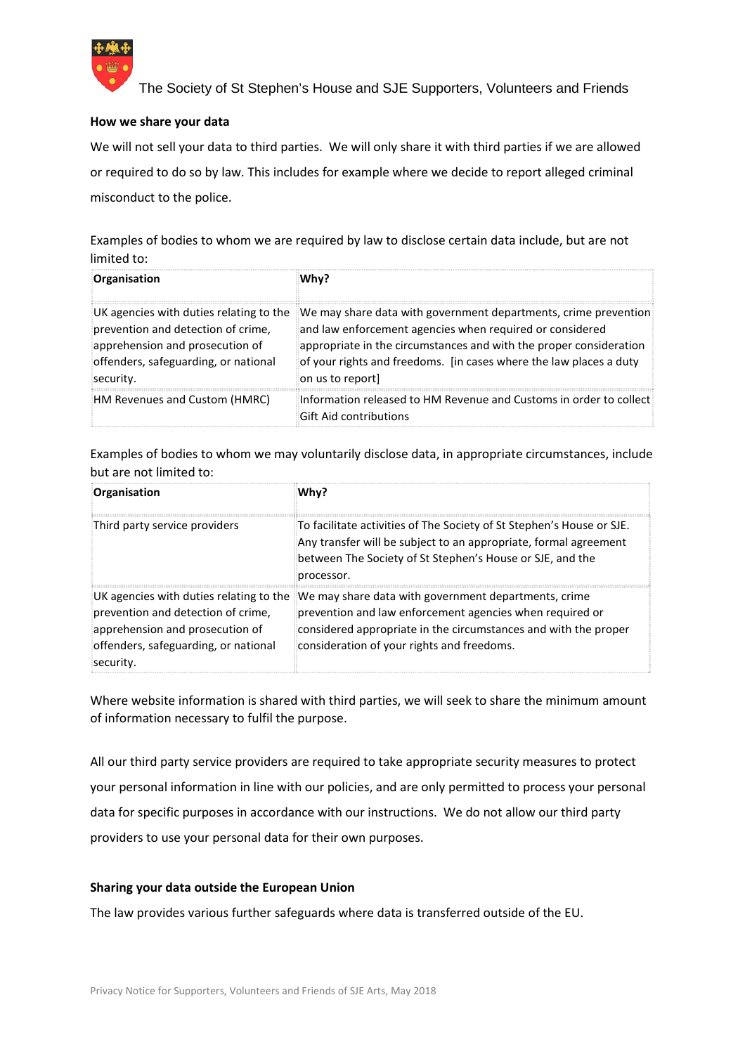**How we share your data**

We will not sell your data to third parties. We will only share it with third parties if we are allowed or required to do so by law. This includes for example where we decide to report alleged criminal misconduct to the police.

Examples of bodies to whom we are required by law to disclose certain data include, but are not limited to:

| Organisation | Why? |
|---|---|
| UK agencies with duties relating to the prevention and detection of crime, apprehension and prosecution of offenders, safeguarding, or national security. | We may share data with government departments, crime prevention and law enforcement agencies when required or considered appropriate in the circumstances and with the proper consideration of your rights and freedoms. [in cases where the law places a duty on us to report] |
| HM Revenues and Custom (HMRC) | Information released to HM Revenue and Customs in order to collect Gift Aid contributions |

Examples of bodies to whom we may voluntarily disclose data, in appropriate circumstances, include but are not limited to:

| Organisation | Why? |
|---|---|
| Third party service providers | To facilitate activities of The Society of St Stephen's House or SJE. Any transfer will be subject to an appropriate, formal agreement between The Society of St Stephen's House or SJE, and the processor. |
| UK agencies with duties relating to the prevention and detection of crime, apprehension and prosecution of offenders, safeguarding, or national security. | We may share data with government departments, crime prevention and law enforcement agencies when required or considered appropriate in the circumstances and with the proper consideration of your rights and freedoms. |

Where website information is shared with third parties, we will seek to share the minimum amount of information necessary to fulfil the purpose.

All our third party service providers are required to take appropriate security measures to protect your personal information in line with our policies, and are only permitted to process your personal data for specific purposes in accordance with our instructions. We do not allow our third party providers to use your personal data for their own purposes.

**Sharing your data outside the European Union**

The law provides various further safeguards where data is transferred outside of the EU.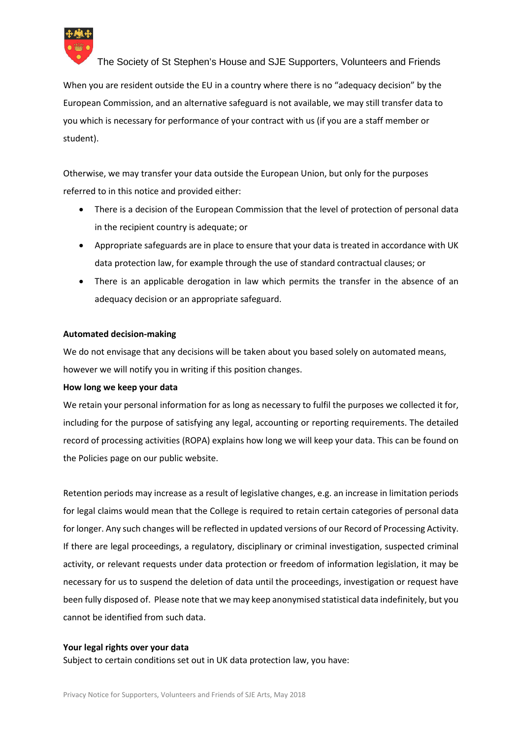When you are resident outside the EU in a country where there is no "adequacy decision" by the European Commission, and an alternative safeguard is not available, we may still transfer data to you which is necessary for performance of your contract with us (if you are a staff member or student).

Otherwise, we may transfer your data outside the European Union, but only for the purposes referred to in this notice and provided either:

- There is a decision of the European Commission that the level of protection of personal data in the recipient country is adequate; or
- Appropriate safeguards are in place to ensure that your data is treated in accordance with UK data protection law, for example through the use of standard contractual clauses; or
- There is an applicable derogation in law which permits the transfer in the absence of an adequacy decision or an appropriate safeguard.

**Automated decision-making**

We do not envisage that any decisions will be taken about you based solely on automated means, however we will notify you in writing if this position changes.

**How long we keep your data**

We retain your personal information for as long as necessary to fulfil the purposes we collected it for, including for the purpose of satisfying any legal, accounting or reporting requirements. The detailed record of processing activities (ROPA) explains how long we will keep your data. This can be found on the Policies page on our public website.

Retention periods may increase as a result of legislative changes, e.g. an increase in limitation periods for legal claims would mean that the College is required to retain certain categories of personal data for longer. Any such changes will be reflected in updated versions of our Record of Processing Activity. If there are legal proceedings, a regulatory, disciplinary or criminal investigation, suspected criminal activity, or relevant requests under data protection or freedom of information legislation, it may be necessary for us to suspend the deletion of data until the proceedings, investigation or request have been fully disposed of. Please note that we may keep anonymised statistical data indefinitely, but you cannot be identified from such data.

**Your legal rights over your data**

Subject to certain conditions set out in UK data protection law, you have: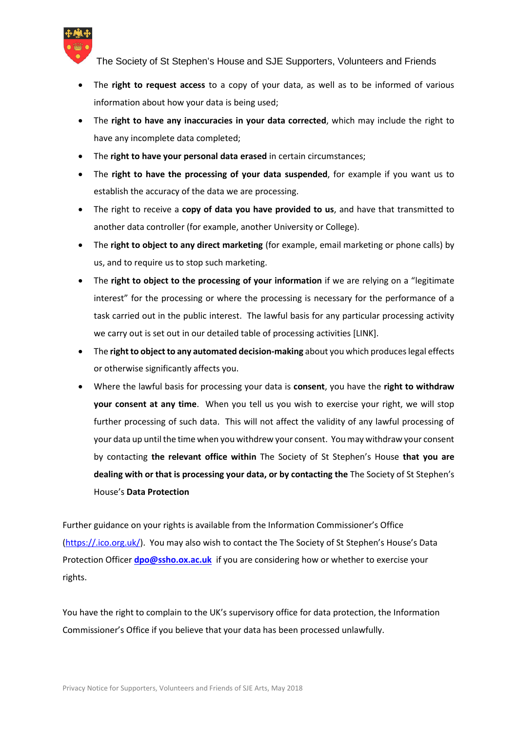- The **right to request access** to a copy of your data, as well as to be informed of various information about how your data is being used;
- The **right to have any inaccuracies in your data corrected**, which may include the right to have any incomplete data completed;
- The **right to have your personal data erased** in certain circumstances;
- The **right to have the processing of your data suspended**, for example if you want us to establish the accuracy of the data we are processing.
- The right to receive a **copy of data you have provided to us**, and have that transmitted to another data controller (for example, another University or College).
- The **right to object to any direct marketing** (for example, email marketing or phone calls) by us, and to require us to stop such marketing.
- The **right to object to the processing of your information** if we are relying on a "legitimate interest" for the processing or where the processing is necessary for the performance of a task carried out in the public interest. The lawful basis for any particular processing activity we carry out is set out in our detailed table of processing activities [LINK].
- The **right to object to any automated decision-making** about you which produces legal effects or otherwise significantly affects you.
- Where the lawful basis for processing your data is **consent**, you have the **right to withdraw your consent at any time**. When you tell us you wish to exercise your right, we will stop further processing of such data. This will not affect the validity of any lawful processing of your data up until the time when you withdrew your consent. You may withdraw your consent by contacting **the relevant office within** The Society of St Stephen's House **that you are dealing with or that is processing your data, or by contacting the** The Society of St Stephen's House's **Data Protection**

Further guidance on your rights is available from the Information Commissioner's Office (https://.ico.org.uk/). You may also wish to contact the The Society of St Stephen's House's Data Protection Officer **dpo@ssho.ox.ac.uk** if you are considering how or whether to exercise your rights.

You have the right to complain to the UK's supervisory office for data protection, the Information Commissioner's Office if you believe that your data has been processed unlawfully.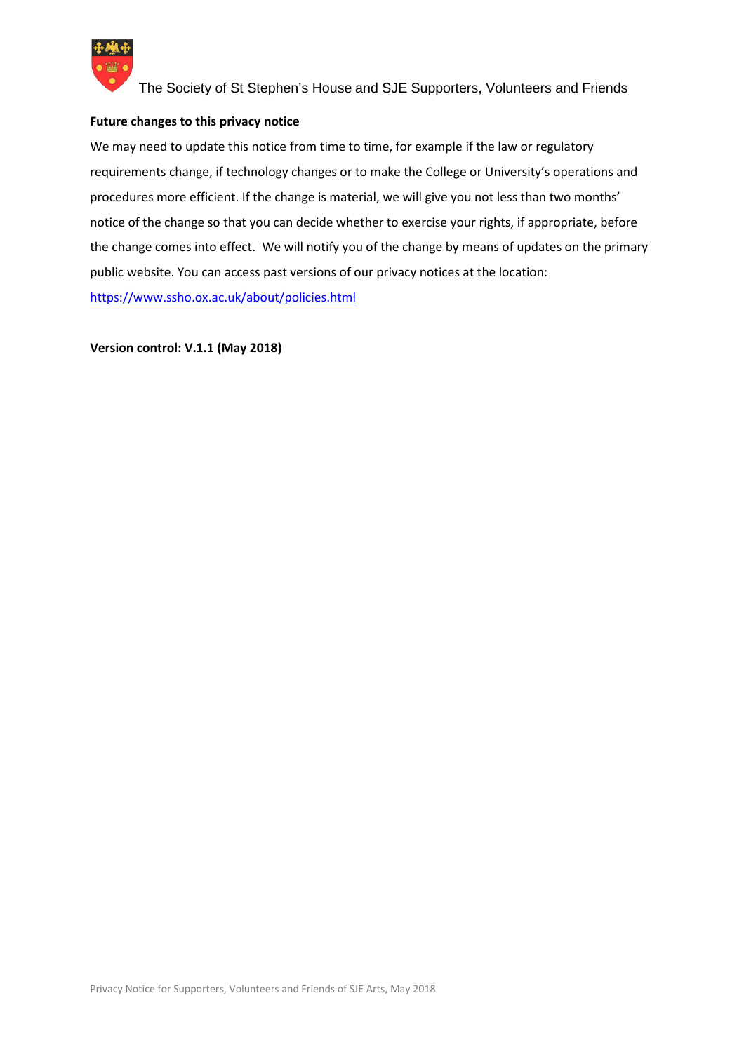**Future changes to this privacy notice**

We may need to update this notice from time to time, for example if the law or regulatory requirements change, if technology changes or to make the College or University's operations and procedures more efficient. If the change is material, we will give you not less than two months' notice of the change so that you can decide whether to exercise your rights, if appropriate, before the change comes into effect. We will notify you of the change by means of updates on the primary public website. You can access past versions of our privacy notices at the location: [https://www.ssho.ox.ac.uk/about/policies.html](https://www.ssho.ox.ac.uk/about/policies.html)

**Version control: V.1.1 (May 2018)**